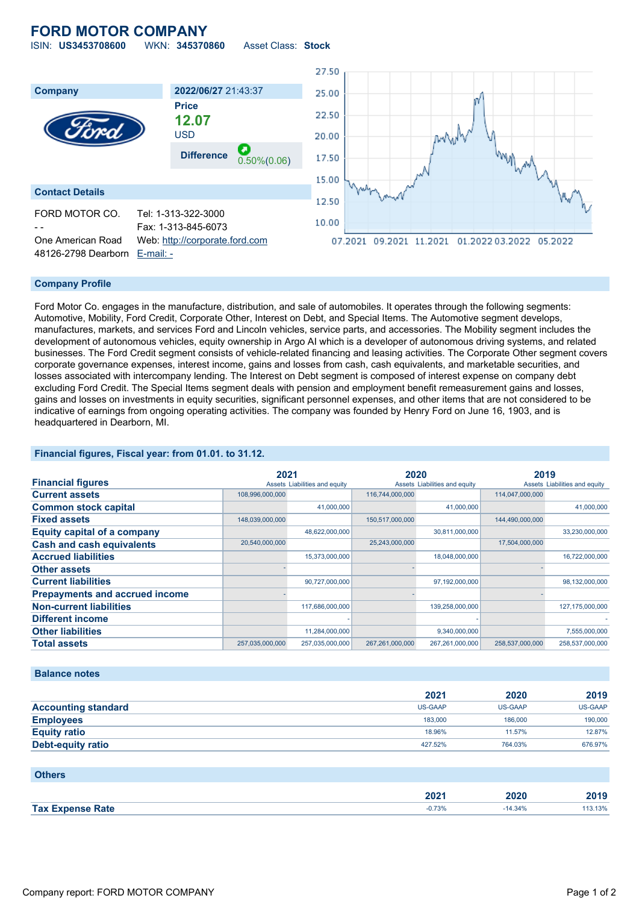# FORD MOTOR COMPANY

ISIN: **US3453708600** WKN: **345370860** Asset Class: **Stock**

## Company

**2022/06/27** 21:43:37

**Price**
**12.07**
USD

**Difference** 0.50%(0.06)

## Contact Details

FORD MOTOR CO.
- -
One American Road
48126-2798 Dearborn

Tel: 1-313-322-3000
Fax: 1-313-845-6073
Web: http://corporate.ford.com
E-mail: -

## Company Profile

Ford Motor Co. engages in the manufacture, distribution, and sale of automobiles. It operates through the following segments: Automotive, Mobility, Ford Credit, Corporate Other, Interest on Debt, and Special Items. The Automotive segment develops, manufactures, markets, and services Ford and Lincoln vehicles, service parts, and accessories. The Mobility segment includes the development of autonomous vehicles, equity ownership in Argo AI which is a developer of autonomous driving systems, and related businesses. The Ford Credit segment consists of vehicle-related financing and leasing activities. The Corporate Other segment covers corporate governance expenses, interest income, gains and losses from cash, cash equivalents, and marketable securities, and losses associated with intercompany lending. The Interest on Debt segment is composed of interest expense on company debt excluding Ford Credit. The Special Items segment deals with pension and employment benefit remeasurement gains and losses, gains and losses on investments in equity securities, significant personnel expenses, and other items that are not considered to be indicative of earnings from ongoing operating activities. The company was founded by Henry Ford on June 16, 1903, and is headquartered in Dearborn, MI.

## Financial figures, Fiscal year: from 01.01. to 31.12.

| Financial figures | 2021 | | 2020 | | 2019 | |
|---|---|---|---|---|---|---|
| | Assets | Liabilities and equity | Assets | Liabilities and equity | Assets | Liabilities and equity |
| **Current assets** | 108,996,000,000 | | 116,744,000,000 | | 114,047,000,000 | |
| **Common stock capital** | | 41,000,000 | | 41,000,000 | | 41,000,000 |
| **Fixed assets** | 148,039,000,000 | | 150,517,000,000 | | 144,490,000,000 | |
| **Equity capital of a company** | | 48,622,000,000 | | 30,811,000,000 | | 33,230,000,000 |
| **Cash and cash equivalents** | 20,540,000,000 | | 25,243,000,000 | | 17,504,000,000 | |
| **Accrued liabilities** | | 15,373,000,000 | | 18,048,000,000 | | 16,722,000,000 |
| **Other assets** | - | | - | | - | |
| **Current liabilities** | | 90,727,000,000 | | 97,192,000,000 | | 98,132,000,000 |
| **Prepayments and accrued income** | - | | - | | - | |
| **Non-current liabilities** | | 117,686,000,000 | | 139,258,000,000 | | 127,175,000,000 |
| **Different income** | | - | | - | | - |
| **Other liabilities** | | 11,284,000,000 | | 9,340,000,000 | | 7,555,000,000 |
| **Total assets** | 257,035,000,000 | 257,035,000,000 | 267,261,000,000 | 267,261,000,000 | 258,537,000,000 | 258,537,000,000 |

## Balance notes

| | 2021 | 2020 | 2019 |
|---|---|---|---|
| **Accounting standard** | US-GAAP | US-GAAP | US-GAAP |
| **Employees** | 183,000 | 186,000 | 190,000 |
| **Equity ratio** | 18.96% | 11.57% | 12.87% |
| **Debt-equity ratio** | 427.52% | 764.03% | 676.97% |

## Others

| | 2021 | 2020 | 2019 |
|---|---|---|---|
| **Tax Expense Rate** | -0.73% | -14.34% | 113.13% |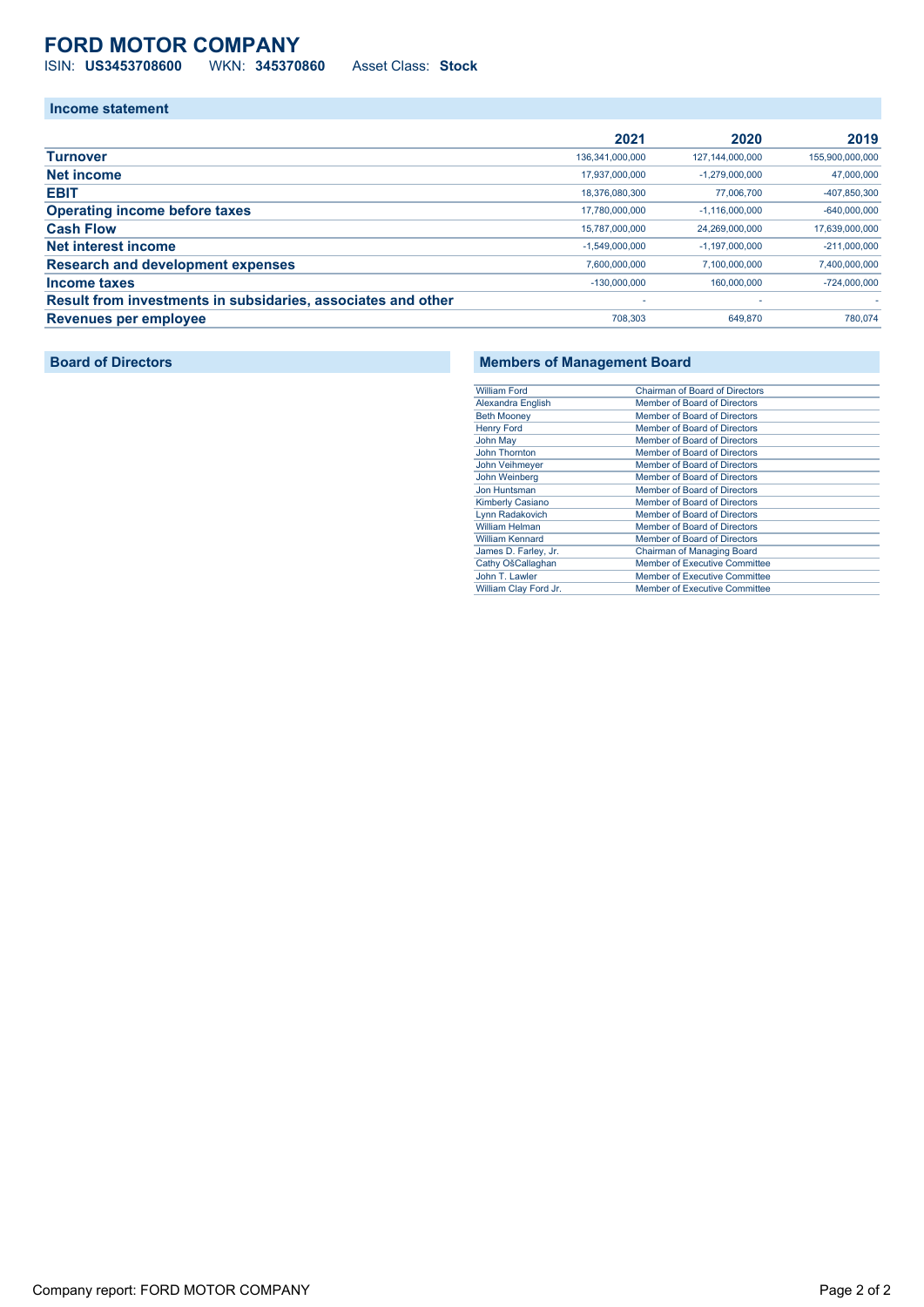# FORD MOTOR COMPANY

ISIN: **US3453708600** WKN: **345370860** Asset Class: **Stock**

## Income statement

| | 2021 | 2020 | 2019 |
|---|---|---|---|
| **Turnover** | 136,341,000,000 | 127,144,000,000 | 155,900,000,000 |
| **Net income** | 17,937,000,000 | -1,279,000,000 | 47,000,000 |
| **EBIT** | 18,376,080,300 | 77,006,700 | -407,850,300 |
| **Operating income before taxes** | 17,780,000,000 | -1,116,000,000 | -640,000,000 |
| **Cash Flow** | 15,787,000,000 | 24,269,000,000 | 17,639,000,000 |
| **Net interest income** | -1,549,000,000 | -1,197,000,000 | -211,000,000 |
| **Research and development expenses** | 7,600,000,000 | 7,100,000,000 | 7,400,000,000 |
| **Income taxes** | -130,000,000 | 160,000,000 | -724,000,000 |
| **Result from investments in subsidaries, associates and other** | - | - | - |
| **Revenues per employee** | 708,303 | 649,870 | 780,074 |

## Board of Directors

## Members of Management Board

| | |
|---|---|
| William Ford | Chairman of Board of Directors |
| Alexandra English | Member of Board of Directors |
| Beth Mooney | Member of Board of Directors |
| Henry Ford | Member of Board of Directors |
| John May | Member of Board of Directors |
| John Thornton | Member of Board of Directors |
| John Veihmeyer | Member of Board of Directors |
| John Weinberg | Member of Board of Directors |
| Jon Huntsman | Member of Board of Directors |
| Kimberly Casiano | Member of Board of Directors |
| Lynn Radakovich | Member of Board of Directors |
| William Helman | Member of Board of Directors |
| William Kennard | Member of Board of Directors |
| James D. Farley, Jr. | Chairman of Managing Board |
| Cathy OšCallaghan | Member of Executive Committee |
| John T. Lawler | Member of Executive Committee |
| William Clay Ford Jr. | Member of Executive Committee |